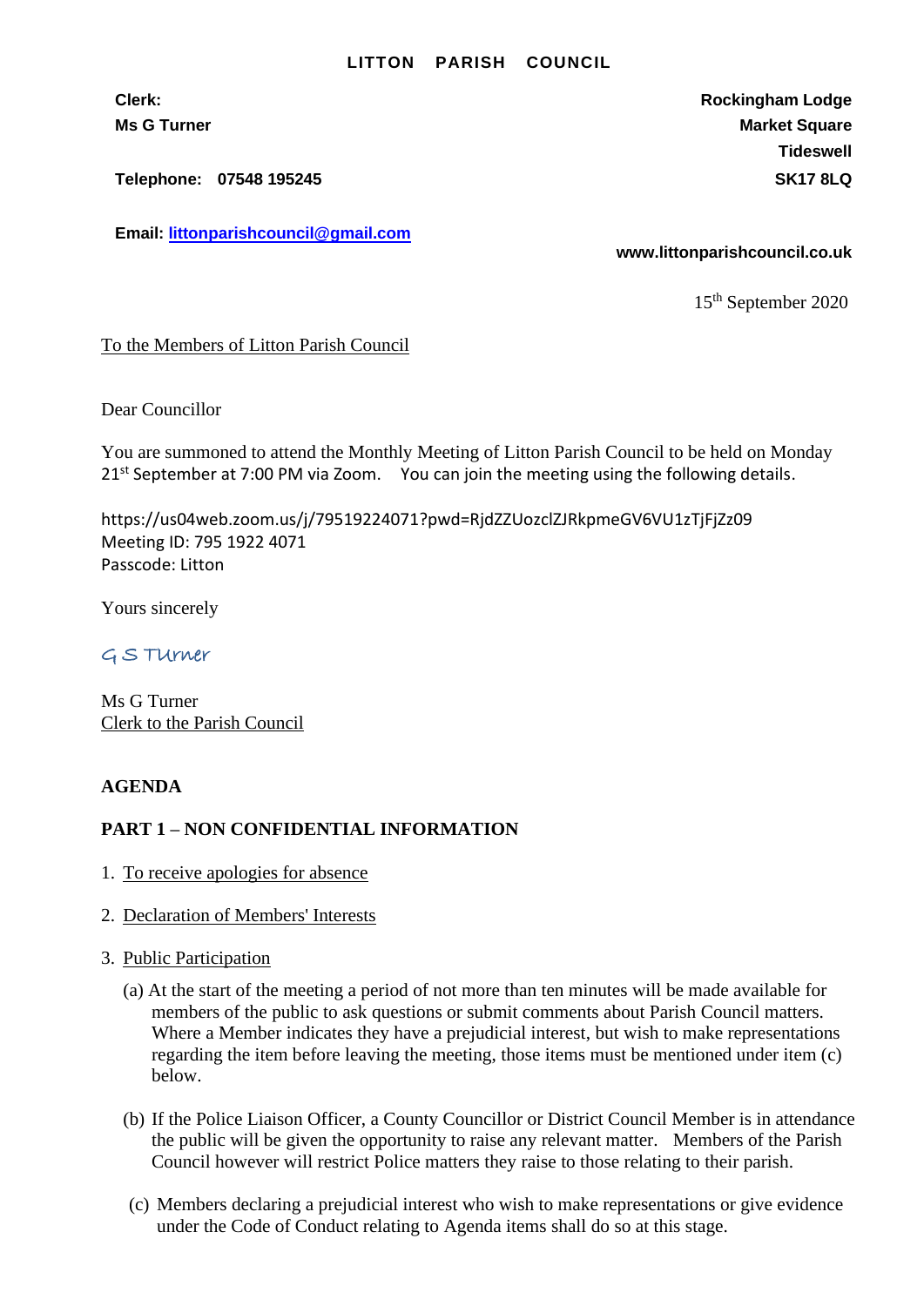**LITTON PARISH COUNCIL**

**Clerk:**
**Ms G Turner**

**Telephone: 07548 195245**

**Email: littonparishcouncil@gmail.com**

**Rockingham Lodge**
**Market Square**
**Tideswell**
**SK17 8LQ**

**www.littonparishcouncil.co.uk**

15th September 2020

To the Members of Litton Parish Council

Dear Councillor

You are summoned to attend the Monthly Meeting of Litton Parish Council to be held on Monday 21st September at 7:00 PM via Zoom. You can join the meeting using the following details.

https://us04web.zoom.us/j/79519224071?pwd=RjdZZUozclZJRkpmeGV6VU1zTjFjZz09
Meeting ID: 795 1922 4071
Passcode: Litton

Yours sincerely

G S Turner

Ms G Turner
Clerk to the Parish Council

**AGENDA**

**PART 1 – NON CONFIDENTIAL INFORMATION**

1. To receive apologies for absence

2. Declaration of Members' Interests

3. Public Participation

   (a) At the start of the meeting a period of not more than ten minutes will be made available for members of the public to ask questions or submit comments about Parish Council matters. Where a Member indicates they have a prejudicial interest, but wish to make representations regarding the item before leaving the meeting, those items must be mentioned under item (c) below.

   (b) If the Police Liaison Officer, a County Councillor or District Council Member is in attendance the public will be given the opportunity to raise any relevant matter. Members of the Parish Council however will restrict Police matters they raise to those relating to their parish.

   (c) Members declaring a prejudicial interest who wish to make representations or give evidence under the Code of Conduct relating to Agenda items shall do so at this stage.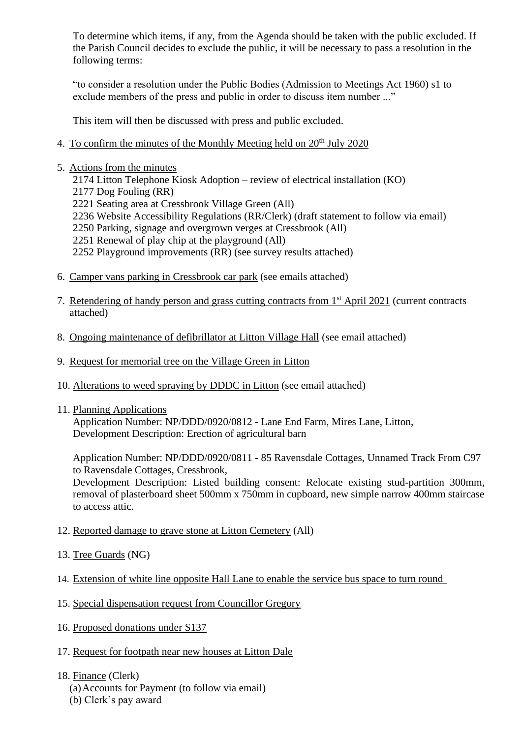To determine which items, if any, from the Agenda should be taken with the public excluded. If the Parish Council decides to exclude the public, it will be necessary to pass a resolution in the following terms:

"to consider a resolution under the Public Bodies (Admission to Meetings Act 1960) s1 to exclude members of the press and public in order to discuss item number ..."

This item will then be discussed with press and public excluded.

4. <u>To confirm the minutes of the Monthly Meeting held on 20th July 2020</u>

5. <u>Actions from the minutes</u>
   2174 Litton Telephone Kiosk Adoption – review of electrical installation (KO)
   2177 Dog Fouling (RR)
   2221 Seating area at Cressbrook Village Green (All)
   2236 Website Accessibility Regulations (RR/Clerk) (draft statement to follow via email)
   2250 Parking, signage and overgrown verges at Cressbrook (All)
   2251 Renewal of play chip at the playground (All)
   2252 Playground improvements (RR) (see survey results attached)

6. <u>Camper vans parking in Cressbrook car park</u> (see emails attached)

7. <u>Retendering of handy person and grass cutting contracts from 1st April 2021</u> (current contracts attached)

8. <u>Ongoing maintenance of defibrillator at Litton Village Hall</u> (see email attached)

9. <u>Request for memorial tree on the Village Green in Litton</u>

10. <u>Alterations to weed spraying by DDDC in Litton</u> (see email attached)

11. <u>Planning Applications</u>
    Application Number: NP/DDD/0920/0812 - Lane End Farm, Mires Lane, Litton,
    Development Description: Erection of agricultural barn

    Application Number: NP/DDD/0920/0811 - 85 Ravensdale Cottages, Unnamed Track From C97 to Ravensdale Cottages, Cressbrook,
    Development Description: Listed building consent: Relocate existing stud-partition 300mm, removal of plasterboard sheet 500mm x 750mm in cupboard, new simple narrow 400mm staircase to access attic.

12. <u>Reported damage to grave stone at Litton Cemetery</u> (All)

13. <u>Tree Guards</u> (NG)

14. <u>Extension of white line opposite Hall Lane to enable the service bus space to turn round</u>

15. <u>Special dispensation request from Councillor Gregory</u>

16. <u>Proposed donations under S137</u>

17. <u>Request for footpath near new houses at Litton Dale</u>

18. <u>Finance</u> (Clerk)
    (a) Accounts for Payment (to follow via email)
    (b) Clerk's pay award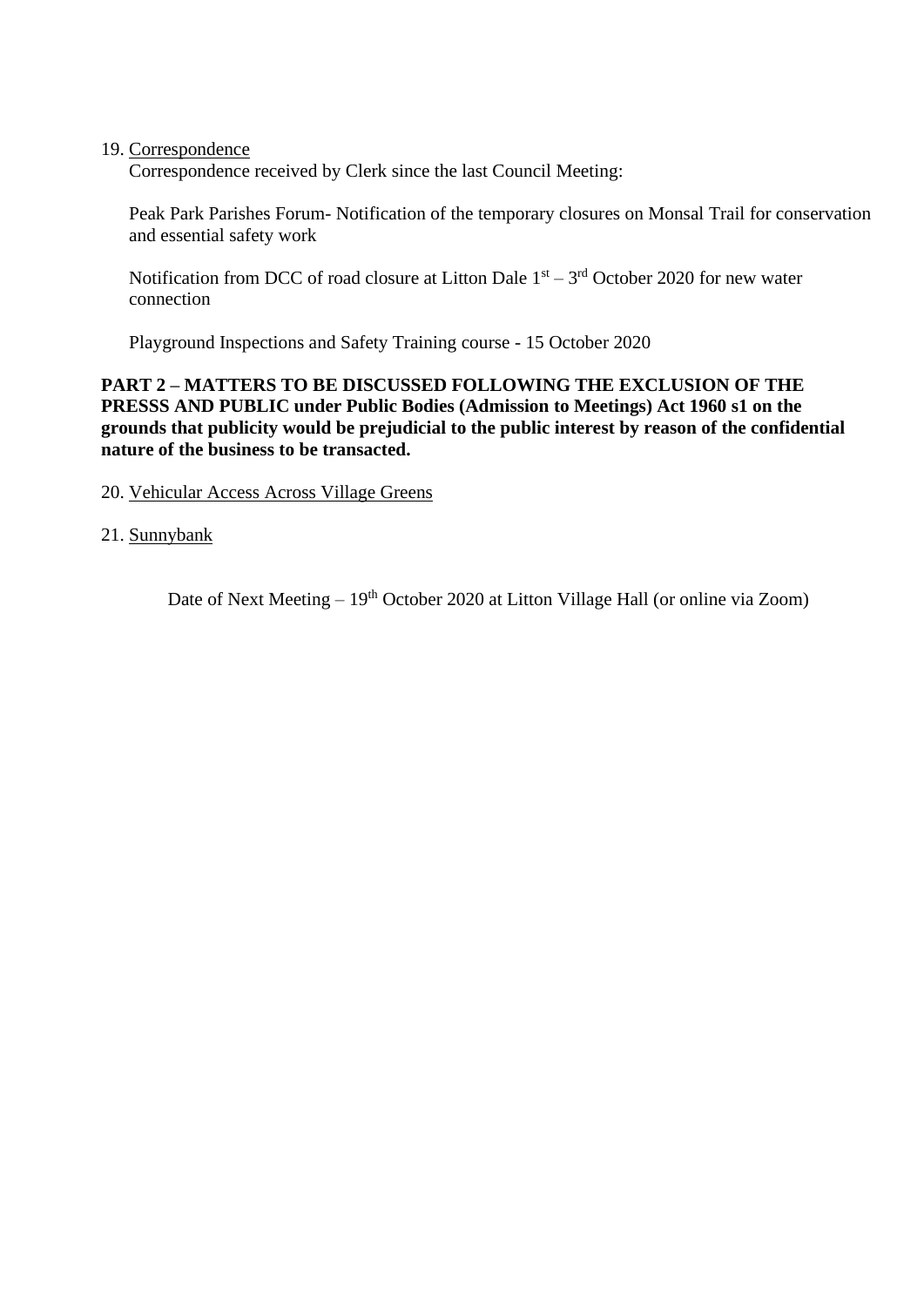19. <u>Correspondence</u>
    Correspondence received by Clerk since the last Council Meeting:

    Peak Park Parishes Forum- Notification of the temporary closures on Monsal Trail for conservation and essential safety work

    Notification from DCC of road closure at Litton Dale 1st – 3rd October 2020 for new water connection

    Playground Inspections and Safety Training course - 15 October 2020

**PART 2 – MATTERS TO BE DISCUSSED FOLLOWING THE EXCLUSION OF THE PRESSS AND PUBLIC under Public Bodies (Admission to Meetings) Act 1960 s1 on the grounds that publicity would be prejudicial to the public interest by reason of the confidential nature of the business to be transacted.**

20. <u>Vehicular Access Across Village Greens</u>

21. <u>Sunnybank</u>

Date of Next Meeting – 19th October 2020 at Litton Village Hall (or online via Zoom)